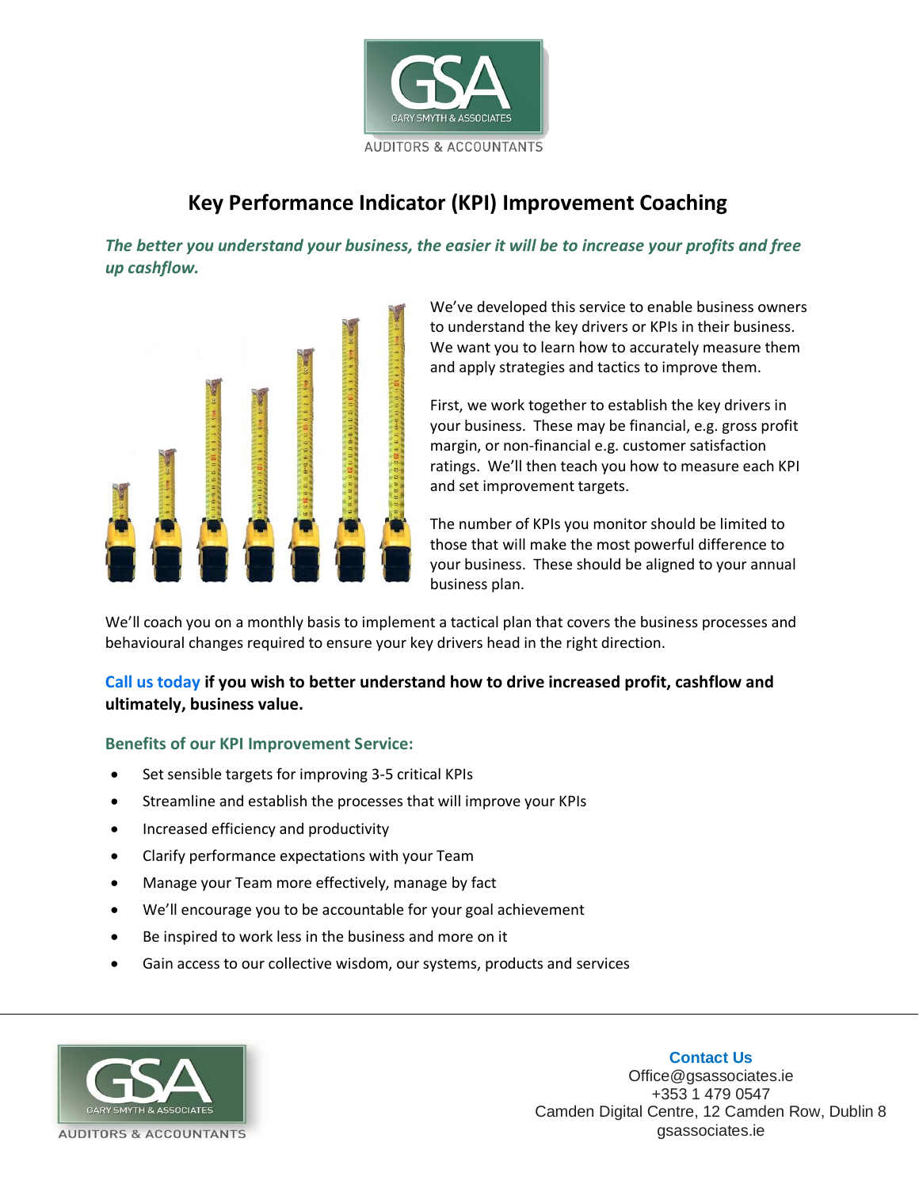# Key Performance Indicator (KPI) Improvement Coaching

***The better you understand your business, the easier it will be to increase your profits and free up cashflow.***

We've developed this service to enable business owners to understand the key drivers or KPIs in their business. We want you to learn how to accurately measure them and apply strategies and tactics to improve them.

First, we work together to establish the key drivers in your business. These may be financial, e.g. gross profit margin, or non-financial e.g. customer satisfaction ratings. We'll then teach you how to measure each KPI and set improvement targets.

The number of KPIs you monitor should be limited to those that will make the most powerful difference to your business. These should be aligned to your annual business plan.

We'll coach you on a monthly basis to implement a tactical plan that covers the business processes and behavioural changes required to ensure your key drivers head in the right direction.

**Call us today if you wish to better understand how to drive increased profit, cashflow and ultimately, business value.**

### Benefits of our KPI Improvement Service:

- Set sensible targets for improving 3-5 critical KPIs
- Streamline and establish the processes that will improve your KPIs
- Increased efficiency and productivity
- Clarify performance expectations with your Team
- Manage your Team more effectively, manage by fact
- We'll encourage you to be accountable for your goal achievement
- Be inspired to work less in the business and more on it
- Gain access to our collective wisdom, our systems, products and services

**Contact Us**
Office@gsassociates.ie
+353 1 479 0547
Camden Digital Centre, 12 Camden Row, Dublin 8
gsassociates.ie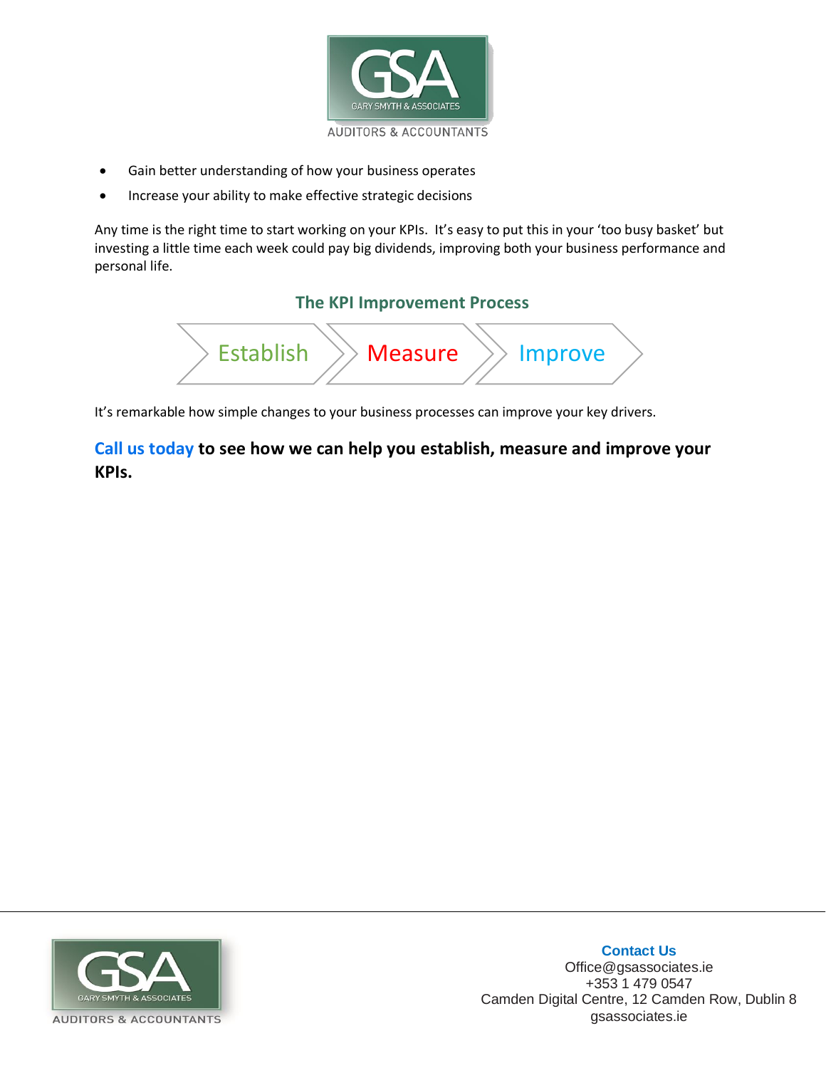- Gain better understanding of how your business operates
- Increase your ability to make effective strategic decisions

Any time is the right time to start working on your KPIs. It's easy to put this in your 'too busy basket' but investing a little time each week could pay big dividends, improving both your business performance and personal life.

### The KPI Improvement Process

Establish → Measure → Improve

It's remarkable how simple changes to your business processes can improve your key drivers.

**Call us today to see how we can help you establish, measure and improve your KPIs.**

**Contact Us**
Office@gsassociates.ie
+353 1 479 0547
Camden Digital Centre, 12 Camden Row, Dublin 8
gsassociates.ie